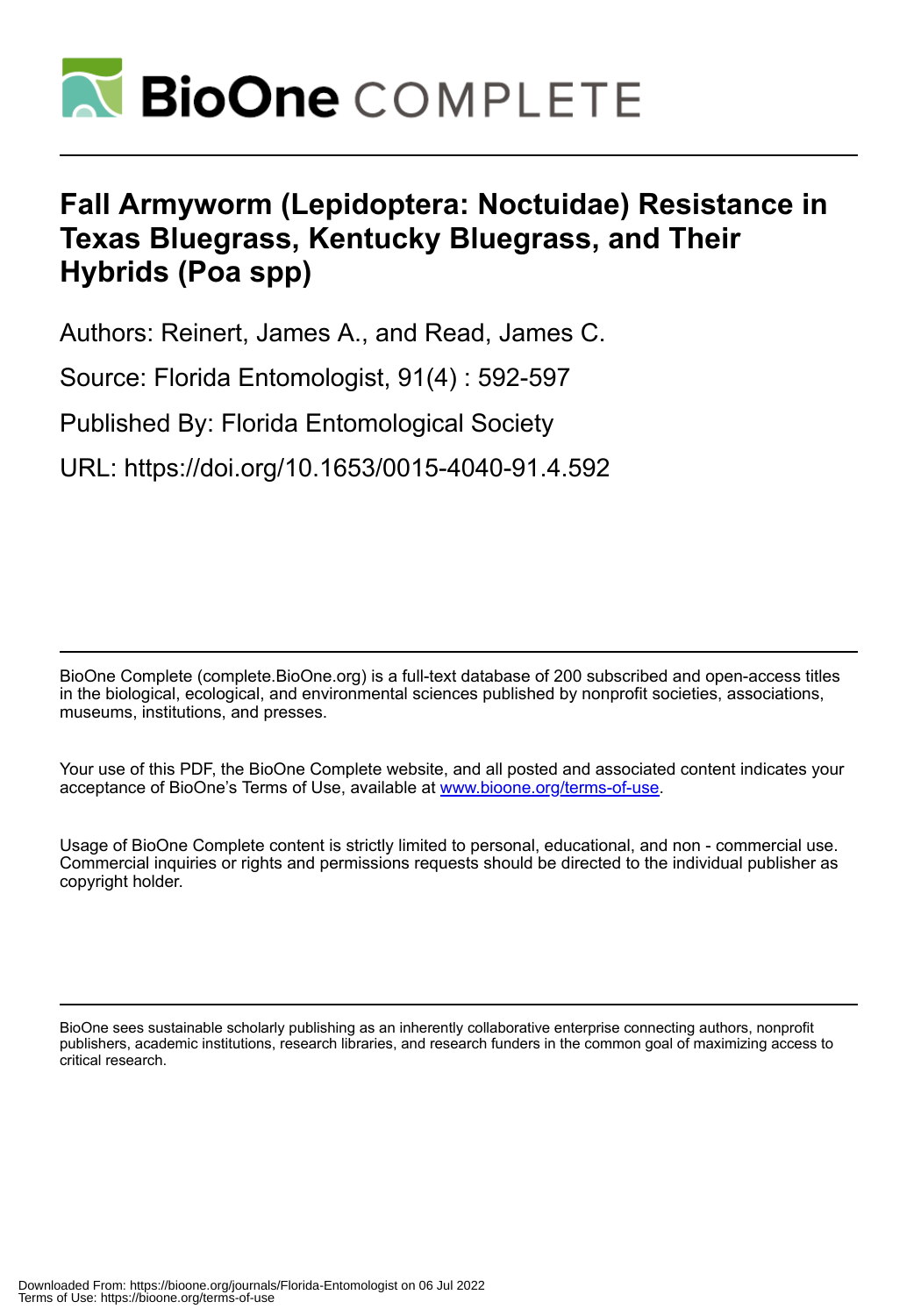# Fall Armyworm (Lepidoptera: Noctuidae) Resistance in Texas Bluegrass, Kentucky Bluegrass, and Their Hybrids (Poa spp)

Authors: Reinert, James A., and Read, James C.

Source: Florida Entomologist, 91(4) : 592-597

Published By: Florida Entomological Society

URL: https://doi.org/10.1653/0015-4040-91.4.592

BioOne Complete (complete.BioOne.org) is a full-text database of 200 subscribed and open-access titles in the biological, ecological, and environmental sciences published by nonprofit societies, associations, museums, institutions, and presses.

Your use of this PDF, the BioOne Complete website, and all posted and associated content indicates your acceptance of BioOne's Terms of Use, available at www.bioone.org/terms-of-use.

Usage of BioOne Complete content is strictly limited to personal, educational, and non - commercial use. Commercial inquiries or rights and permissions requests should be directed to the individual publisher as copyright holder.

BioOne sees sustainable scholarly publishing as an inherently collaborative enterprise connecting authors, nonprofit publishers, academic institutions, research libraries, and research funders in the common goal of maximizing access to critical research.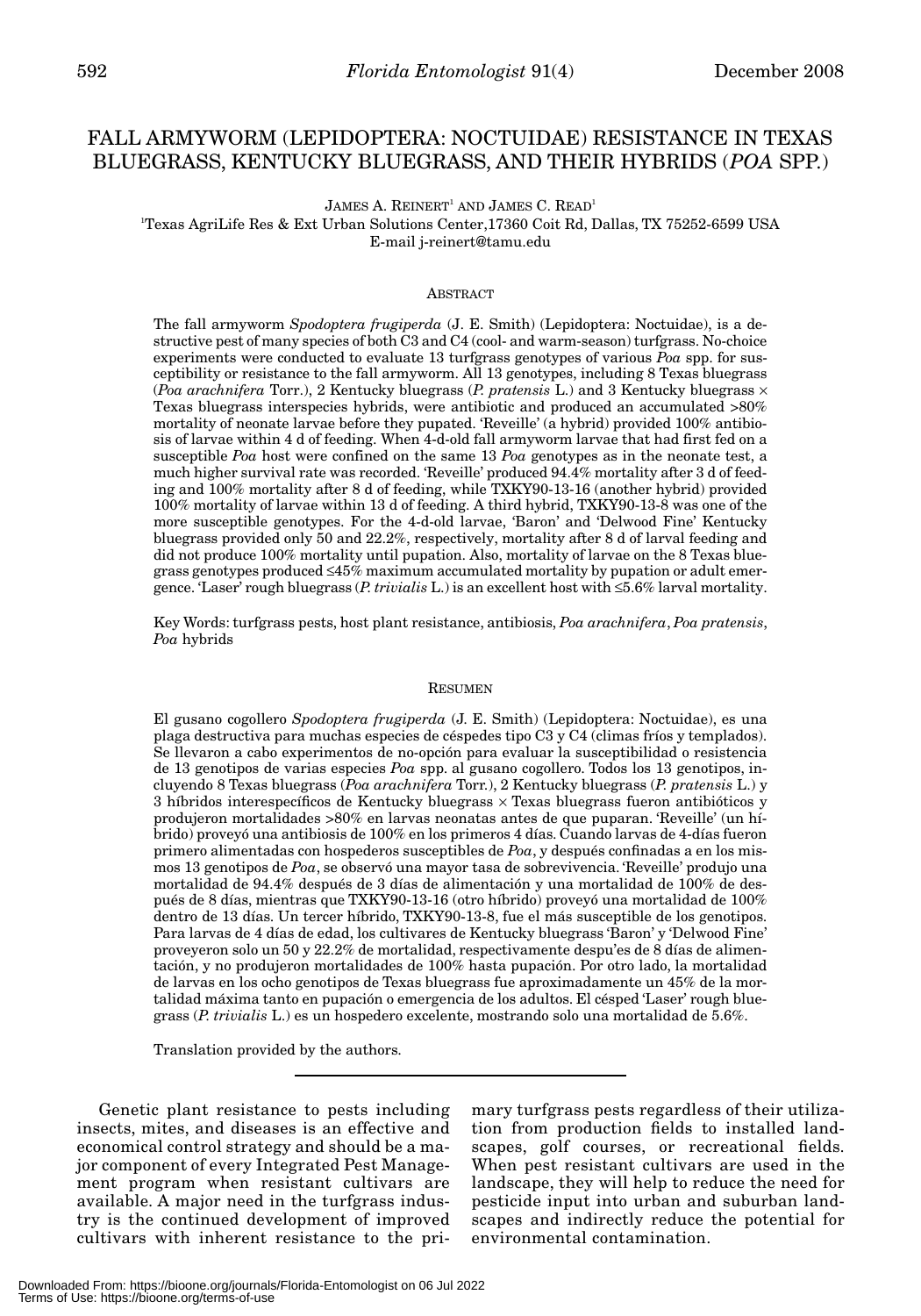# FALL ARMYWORM (LEPIDOPTERA: NOCTUIDAE) RESISTANCE IN TEXAS BLUEGRASS, KENTUCKY BLUEGRASS, AND THEIR HYBRIDS (*POA* SPP.)

JAMES A. REINERT[1] AND JAMES C. READ[1]

[1]Texas AgriLife Res & Ext Urban Solutions Center, 17360 Coit Rd, Dallas, TX 75252-6599 USA
E-mail j-reinert@tamu.edu

## ABSTRACT

The fall armyworm *Spodoptera frugiperda* (J. E. Smith) (Lepidoptera: Noctuidae), is a destructive pest of many species of both C3 and C4 (cool- and warm-season) turfgrass. No-choice experiments were conducted to evaluate 13 turfgrass genotypes of various *Poa* spp. for susceptibility or resistance to the fall armyworm. All 13 genotypes, including 8 Texas bluegrass (*Poa arachnifera* Torr.), 2 Kentucky bluegrass (*P. pratensis* L.) and 3 Kentucky bluegrass × Texas bluegrass interspecies hybrids, were antibiotic and produced an accumulated >80% mortality of neonate larvae before they pupated. 'Reveille' (a hybrid) provided 100% antibiosis of larvae within 4 d of feeding. When 4-d-old fall armyworm larvae that had first fed on a susceptible *Poa* host were confined on the same 13 *Poa* genotypes as in the neonate test, a much higher survival rate was recorded. 'Reveille' produced 94.4% mortality after 3 d of feeding and 100% mortality after 8 d of feeding, while TXKY90-13-16 (another hybrid) provided 100% mortality of larvae within 13 d of feeding. A third hybrid, TXKY90-13-8 was one of the more susceptible genotypes. For the 4-d-old larvae, 'Baron' and 'Delwood Fine' Kentucky bluegrass provided only 50 and 22.2%, respectively, mortality after 8 d of larval feeding and did not produce 100% mortality until pupation. Also, mortality of larvae on the 8 Texas bluegrass genotypes produced ≤45% maximum accumulated mortality by pupation or adult emergence. 'Laser' rough bluegrass (*P. trivialis* L.) is an excellent host with ≤5.6% larval mortality.

Key Words: turfgrass pests, host plant resistance, antibiosis, *Poa arachnifera*, *Poa pratensis*, *Poa* hybrids

## RESUMEN

El gusano cogollero *Spodoptera frugiperda* (J. E. Smith) (Lepidoptera: Noctuidae), es una plaga destructiva para muchas especies de céspedes tipo C3 y C4 (climas fríos y templados). Se llevaron a cabo experimentos de no-opción para evaluar la susceptibilidad o resistencia de 13 genotipos de varias especies *Poa* spp. al gusano cogollero. Todos los 13 genotipos, incluyendo 8 Texas bluegrass (*Poa arachnifera* Torr.), 2 Kentucky bluegrass (*P. pratensis* L.) y 3 híbridos interespecíficos de Kentucky bluegrass × Texas bluegrass fueron antibióticos y produjeron mortalidades >80% en larvas neonatas antes de que puparan. 'Reveille' (un híbrido) proveyó una antibiosis de 100% en los primeros 4 días. Cuando larvas de 4-días fueron primero alimentadas con hospederos susceptibles de *Poa*, y después confinadas a en los mismos 13 genotipos de *Poa*, se observó una mayor tasa de sobrevivencia. 'Reveille' produjo una mortalidad de 94.4% después de 3 días de alimentación y una mortalidad de 100% de después de 8 días, mientras que TXKY90-13-16 (otro híbrido) proveyó una mortalidad de 100% dentro de 13 días. Un tercer híbrido, TXKY90-13-8, fue el más susceptible de los genotipos. Para larvas de 4 días de edad, los cultivares de Kentucky bluegrass 'Baron' y 'Delwood Fine' proveyeron solo un 50 y 22.2% de mortalidad, respectivamente despu'es de 8 días de alimentación, y no produjeron mortalidades de 100% hasta pupación. Por otro lado, la mortalidad de larvas en los ocho genotipos de Texas bluegrass fue aproximadamente un 45% de la mortalidad máxima tanto en pupación o emergencia de los adultos. El césped 'Laser' rough bluegrass (*P. trivialis* L.) es un hospedero excelente, mostrando solo una mortalidad de 5.6%.

Translation provided by the authors.

---

Genetic plant resistance to pests including insects, mites, and diseases is an effective and economical control strategy and should be a major component of every Integrated Pest Management program when resistant cultivars are available. A major need in the turfgrass industry is the continued development of improved cultivars with inherent resistance to the primary turfgrass pests regardless of their utilization from production fields to installed landscapes, golf courses, or recreational fields. When pest resistant cultivars are used in the landscape, they will help to reduce the need for pesticide input into urban and suburban landscapes and indirectly reduce the potential for environmental contamination.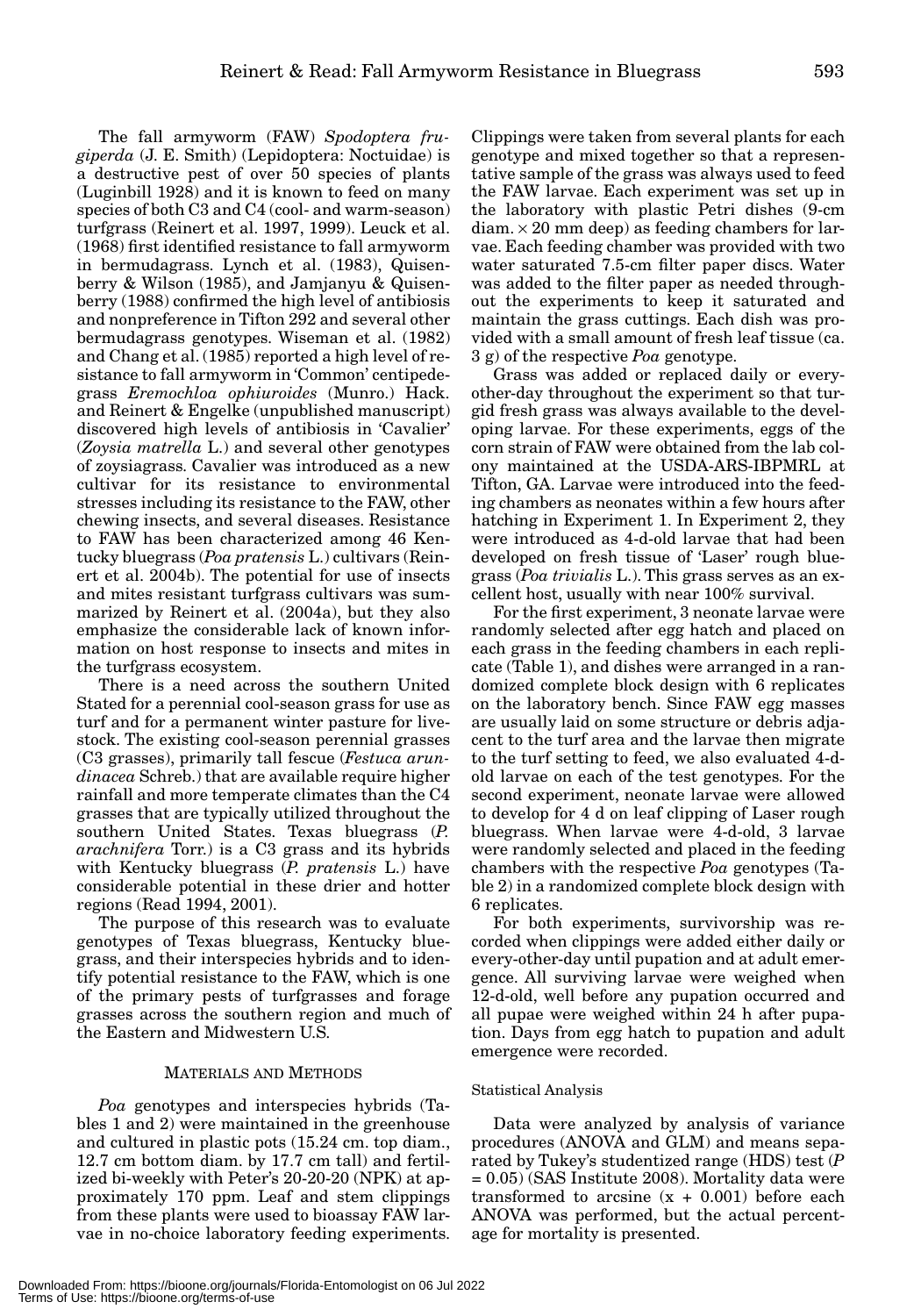The fall armyworm (FAW) *Spodoptera frugiperda* (J. E. Smith) (Lepidoptera: Noctuidae) is a destructive pest of over 50 species of plants (Luginbill 1928) and it is known to feed on many species of both C3 and C4 (cool- and warm-season) turfgrass (Reinert et al. 1997, 1999). Leuck et al. (1968) first identified resistance to fall armyworm in bermudagrass. Lynch et al. (1983), Quisenberry & Wilson (1985), and Jamjanyu & Quisenberry (1988) confirmed the high level of antibiosis and nonpreference in Tifton 292 and several other bermudagrass genotypes. Wiseman et al. (1982) and Chang et al. (1985) reported a high level of resistance to fall armyworm in 'Common' centipedegrass *Eremochloa ophiuroides* (Munro.) Hack. and Reinert & Engelke (unpublished manuscript) discovered high levels of antibiosis in 'Cavalier' (*Zoysia matrella* L.) and several other genotypes of zoysiagrass. Cavalier was introduced as a new cultivar for its resistance to environmental stresses including its resistance to the FAW, other chewing insects, and several diseases. Resistance to FAW has been characterized among 46 Kentucky bluegrass (*Poa pratensis* L.) cultivars (Reinert et al. 2004b). The potential for use of insects and mites resistant turfgrass cultivars was summarized by Reinert et al. (2004a), but they also emphasize the considerable lack of known information on host response to insects and mites in the turfgrass ecosystem.

There is a need across the southern United Stated for a perennial cool-season grass for use as turf and for a permanent winter pasture for livestock. The existing cool-season perennial grasses (C3 grasses), primarily tall fescue (*Festuca arundinacea* Schreb.) that are available require higher rainfall and more temperate climates than the C4 grasses that are typically utilized throughout the southern United States. Texas bluegrass (*P. arachnifera* Torr.) is a C3 grass and its hybrids with Kentucky bluegrass (*P. pratensis* L.) have considerable potential in these drier and hotter regions (Read 1994, 2001).

The purpose of this research was to evaluate genotypes of Texas bluegrass, Kentucky bluegrass, and their interspecies hybrids and to identify potential resistance to the FAW, which is one of the primary pests of turfgrasses and forage grasses across the southern region and much of the Eastern and Midwestern U.S.

## MATERIALS AND METHODS

*Poa* genotypes and interspecies hybrids (Tables 1 and 2) were maintained in the greenhouse and cultured in plastic pots (15.24 cm. top diam., 12.7 cm bottom diam. by 17.7 cm tall) and fertilized bi-weekly with Peter's 20-20-20 (NPK) at approximately 170 ppm. Leaf and stem clippings from these plants were used to bioassay FAW larvae in no-choice laboratory feeding experiments. Clippings were taken from several plants for each genotype and mixed together so that a representative sample of the grass was always used to feed the FAW larvae. Each experiment was set up in the laboratory with plastic Petri dishes (9-cm diam. × 20 mm deep) as feeding chambers for larvae. Each feeding chamber was provided with two water saturated 7.5-cm filter paper discs. Water was added to the filter paper as needed throughout the experiments to keep it saturated and maintain the grass cuttings. Each dish was provided with a small amount of fresh leaf tissue (ca. 3 g) of the respective *Poa* genotype.

Grass was added or replaced daily or every-other-day throughout the experiment so that turgid fresh grass was always available to the developing larvae. For these experiments, eggs of the corn strain of FAW were obtained from the lab colony maintained at the USDA-ARS-IBPMRL at Tifton, GA. Larvae were introduced into the feeding chambers as neonates within a few hours after hatching in Experiment 1. In Experiment 2, they were introduced as 4-d-old larvae that had been developed on fresh tissue of 'Laser' rough bluegrass (*Poa trivialis* L.). This grass serves as an excellent host, usually with near 100% survival.

For the first experiment, 3 neonate larvae were randomly selected after egg hatch and placed on each grass in the feeding chambers in each replicate (Table 1), and dishes were arranged in a randomized complete block design with 6 replicates on the laboratory bench. Since FAW egg masses are usually laid on some structure or debris adjacent to the turf area and the larvae then migrate to the turf setting to feed, we also evaluated 4-d-old larvae on each of the test genotypes. For the second experiment, neonate larvae were allowed to develop for 4 d on leaf clipping of Laser rough bluegrass. When larvae were 4-d-old, 3 larvae were randomly selected and placed in the feeding chambers with the respective *Poa* genotypes (Table 2) in a randomized complete block design with 6 replicates.

For both experiments, survivorship was recorded when clippings were added either daily or every-other-day until pupation and at adult emergence. All surviving larvae were weighed when 12-d-old, well before any pupation occurred and all pupae were weighed within 24 h after pupation. Days from egg hatch to pupation and adult emergence were recorded.

### Statistical Analysis

Data were analyzed by analysis of variance procedures (ANOVA and GLM) and means separated by Tukey's studentized range (HDS) test ($P$ = 0.05) (SAS Institute 2008). Mortality data were transformed to arcsine (x + 0.001) before each ANOVA was performed, but the actual percentage for mortality is presented.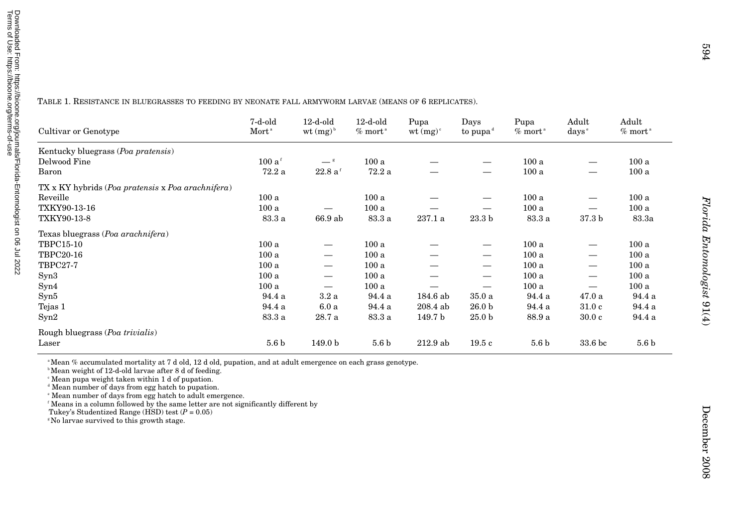TABLE 1. RESISTANCE IN BLUEGRASSES TO FEEDING BY NEONATE FALL ARMYWORM LARVAE (MEANS OF 6 REPLICATES).

| Cultivar or Genotype | 7-d-old Mort[a] | 12-d-old wt (mg)[b] | 12-d-old % mort[a] | Pupa wt (mg)[c] | Days to pupa[d] | Pupa % mort[a] | Adult days[e] | Adult % mort[a] |
|---|---|---|---|---|---|---|---|---|
| Kentucky bluegrass (*Poa pratensis*) | | | | | | | | |
| Delwood Fine | 100 a[f] | —[g] | 100 a | — | — | 100 a | — | 100 a |
| Baron | 72.2 a | 22.8 a[f] | 72.2 a | — | — | 100 a | — | 100 a |
| TX x KY hybrids (*Poa pratensis* x *Poa arachnifera*) | | | | | | | | |
| Reveille | 100 a | | 100 a | — | — | 100 a | — | 100 a |
| TXKY90-13-16 | 100 a | — | 100 a | — | — | 100 a | — | 100 a |
| TXKY90-13-8 | 83.3 a | 66.9 ab | 83.3 a | 237.1 a | 23.3 b | 83.3 a | 37.3 b | 83.3a |
| Texas bluegrass (*Poa arachnifera*) | | | | | | | | |
| TBPC15-10 | 100 a | — | 100 a | — | — | 100 a | — | 100 a |
| TBPC20-16 | 100 a | — | 100 a | — | — | 100 a | — | 100 a |
| TBPC27-7 | 100 a | — | 100 a | — | — | 100 a | — | 100 a |
| Syn3 | 100 a | — | 100 a | — | — | 100 a | — | 100 a |
| Syn4 | 100 a | — | 100 a | — | — | 100 a | — | 100 a |
| Syn5 | 94.4 a | 3.2 a | 94.4 a | 184.6 ab | 35.0 a | 94.4 a | 47.0 a | 94.4 a |
| Tejas 1 | 94.4 a | 6.0 a | 94.4 a | 208.4 ab | 26.0 b | 94.4 a | 31.0 c | 94.4 a |
| Syn2 | 83.3 a | 28.7 a | 83.3 a | 149.7 b | 25.0 b | 88.9 a | 30.0 c | 94.4 a |
| Rough bluegrass (*Poa trivialis*) | | | | | | | | |
| Laser | 5.6 b | 149.0 b | 5.6 b | 212.9 ab | 19.5 c | 5.6 b | 33.6 bc | 5.6 b |

[a] Mean % accumulated mortality at 7 d old, 12 d old, pupation, and at adult emergence on each grass genotype.
[b] Mean weight of 12-d-old larvae after 8 d of feeding.
[c] Mean pupa weight taken within 1 d of pupation.
[d] Mean number of days from egg hatch to pupation.
[e] Mean number of days from egg hatch to adult emergence.
[f] Means in a column followed by the same letter are not significantly different by Tukey's Studentized Range (HSD) test ($P = 0.05$)
[g] No larvae survived to this growth stage.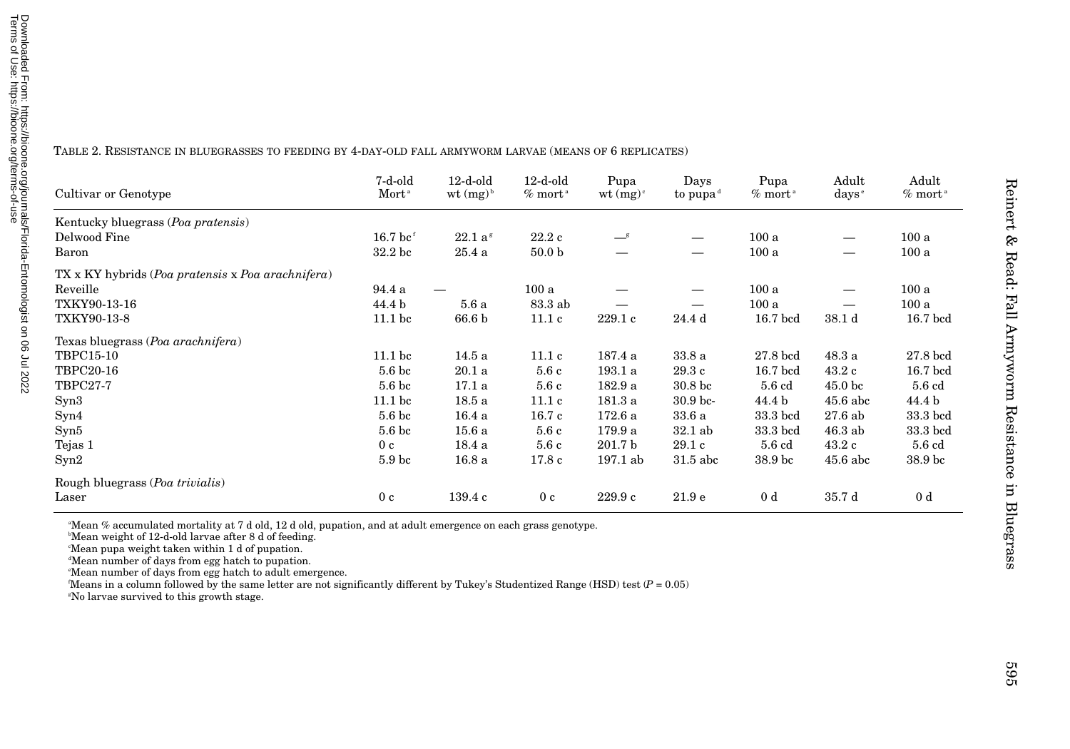TABLE 2. RESISTANCE IN BLUEGRASSES TO FEEDING BY 4-DAY-OLD FALL ARMYWORM LARVAE (MEANS OF 6 REPLICATES)

| Cultivar or Genotype | 7-d-old Mort[a] | 12-d-old wt (mg)[b] | 12-d-old % mort[a] | Pupa wt (mg)[c] | Days to pupa[d] | Pupa % mort[a] | Adult days[e] | Adult % mort[a] |
|---|---|---|---|---|---|---|---|---|
| Kentucky bluegrass (*Poa pratensis*) | | | | | | | | |
| Delwood Fine | 16.7 bc[f] | 22.1 a[g] | 22.2 c | —[g] | — | 100 a | — | 100 a |
| Baron | 32.2 bc | 25.4 a | 50.0 b | — | — | 100 a | — | 100 a |
| TX x KY hybrids (*Poa pratensis* x *Poa arachnifera*) | | | | | | | | |
| Reveille | 94.4 a | — | 100 a | — | — | 100 a | — | 100 a |
| TXKY90-13-16 | 44.4 b | 5.6 a | 83.3 ab | — | — | 100 a | — | 100 a |
| TXKY90-13-8 | 11.1 bc | 66.6 b | 11.1 c | 229.1 c | 24.4 d | 16.7 bcd | 38.1 d | 16.7 bcd |
| Texas bluegrass (*Poa arachnifera*) | | | | | | | | |
| TBPC15-10 | 11.1 bc | 14.5 a | 11.1 c | 187.4 a | 33.8 a | 27.8 bcd | 48.3 a | 27.8 bcd |
| TBPC20-16 | 5.6 bc | 20.1 a | 5.6 c | 193.1 a | 29.3 c | 16.7 bcd | 43.2 c | 16.7 bcd |
| TBPC27-7 | 5.6 bc | 17.1 a | 5.6 c | 182.9 a | 30.8 bc | 5.6 cd | 45.0 bc | 5.6 cd |
| Syn3 | 11.1 bc | 18.5 a | 11.1 c | 181.3 a | 30.9 bc- | 44.4 b | 45.6 abc | 44.4 b |
| Syn4 | 5.6 bc | 16.4 a | 16.7 c | 172.6 a | 33.6 a | 33.3 bcd | 27.6 ab | 33.3 bcd |
| Syn5 | 5.6 bc | 15.6 a | 5.6 c | 179.9 a | 32.1 ab | 33.3 bcd | 46.3 ab | 33.3 bcd |
| Tejas 1 | 0 c | 18.4 a | 5.6 c | 201.7 b | 29.1 c | 5.6 cd | 43.2 c | 5.6 cd |
| Syn2 | 5.9 bc | 16.8 a | 17.8 c | 197.1 ab | 31.5 abc | 38.9 bc | 45.6 abc | 38.9 bc |
| Rough bluegrass (*Poa trivialis*) | | | | | | | | |
| Laser | 0 c | 139.4 c | 0 c | 229.9 c | 21.9 e | 0 d | 35.7 d | 0 d |

[a]Mean % accumulated mortality at 7 d old, 12 d old, pupation, and at adult emergence on each grass genotype.
[b]Mean weight of 12-d-old larvae after 8 d of feeding.
[c]Mean pupa weight taken within 1 d of pupation.
[d]Mean number of days from egg hatch to pupation.
[e]Mean number of days from egg hatch to adult emergence.
[f]Means in a column followed by the same letter are not significantly different by Tukey's Studentized Range (HSD) test ($P = 0.05$)
[g]No larvae survived to this growth stage.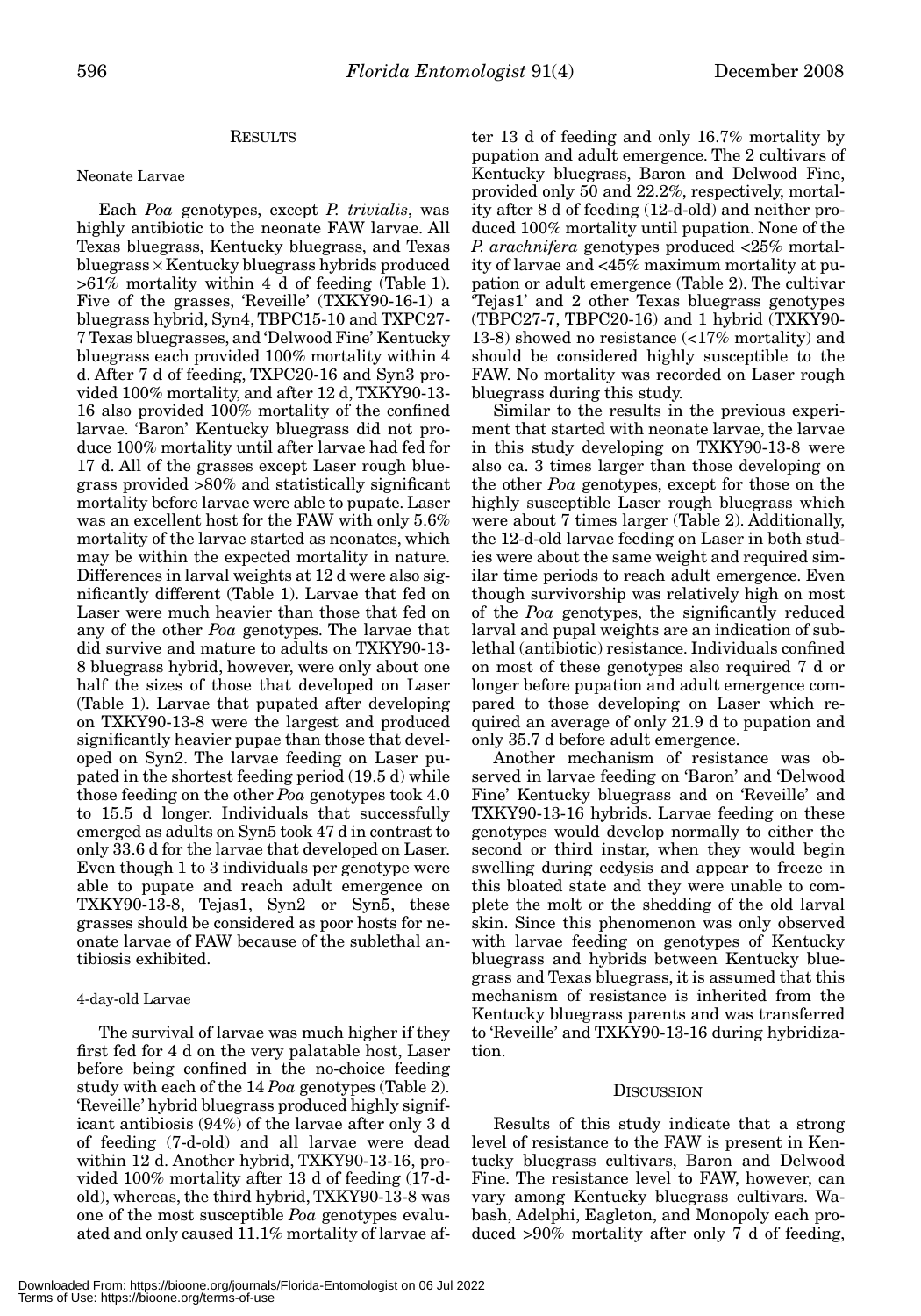## RESULTS

### Neonate Larvae

Each *Poa* genotypes, except *P. trivialis*, was highly antibiotic to the neonate FAW larvae. All Texas bluegrass, Kentucky bluegrass, and Texas bluegrass × Kentucky bluegrass hybrids produced >61% mortality within 4 d of feeding (Table 1). Five of the grasses, 'Reveille' (TXKY90-16-1) a bluegrass hybrid, Syn4, TBPC15-10 and TXPC27-7 Texas bluegrasses, and 'Delwood Fine' Kentucky bluegrass each provided 100% mortality within 4 d. After 7 d of feeding, TXPC20-16 and Syn3 provided 100% mortality, and after 12 d, TXKY90-13-16 also provided 100% mortality of the confined larvae. 'Baron' Kentucky bluegrass did not produce 100% mortality until after larvae had fed for 17 d. All of the grasses except Laser rough bluegrass provided >80% and statistically significant mortality before larvae were able to pupate. Laser was an excellent host for the FAW with only 5.6% mortality of the larvae started as neonates, which may be within the expected mortality in nature. Differences in larval weights at 12 d were also significantly different (Table 1). Larvae that fed on Laser were much heavier than those that fed on any of the other *Poa* genotypes. The larvae that did survive and mature to adults on TXKY90-13-8 bluegrass hybrid, however, were only about one half the sizes of those that developed on Laser (Table 1). Larvae that pupated after developing on TXKY90-13-8 were the largest and produced significantly heavier pupae than those that developed on Syn2. The larvae feeding on Laser pupated in the shortest feeding period (19.5 d) while those feeding on the other *Poa* genotypes took 4.0 to 15.5 d longer. Individuals that successfully emerged as adults on Syn5 took 47 d in contrast to only 33.6 d for the larvae that developed on Laser. Even though 1 to 3 individuals per genotype were able to pupate and reach adult emergence on TXKY90-13-8, Tejas1, Syn2 or Syn5, these grasses should be considered as poor hosts for neonate larvae of FAW because of the sublethal antibiosis exhibited.

### 4-day-old Larvae

The survival of larvae was much higher if they first fed for 4 d on the very palatable host, Laser before being confined in the no-choice feeding study with each of the 14 *Poa* genotypes (Table 2). 'Reveille' hybrid bluegrass produced highly significant antibiosis (94%) of the larvae after only 3 d of feeding (7-d-old) and all larvae were dead within 12 d. Another hybrid, TXKY90-13-16, provided 100% mortality after 13 d of feeding (17-d-old), whereas, the third hybrid, TXKY90-13-8 was one of the most susceptible *Poa* genotypes evaluated and only caused 11.1% mortality of larvae after 13 d of feeding and only 16.7% mortality by pupation and adult emergence. The 2 cultivars of Kentucky bluegrass, Baron and Delwood Fine, provided only 50 and 22.2%, respectively, mortality after 8 d of feeding (12-d-old) and neither produced 100% mortality until pupation. None of the *P. arachnifera* genotypes produced <25% mortality of larvae and <45% maximum mortality at pupation or adult emergence (Table 2). The cultivar 'Tejas1' and 2 other Texas bluegrass genotypes (TBPC27-7, TBPC20-16) and 1 hybrid (TXKY90-13-8) showed no resistance (<17% mortality) and should be considered highly susceptible to the FAW. No mortality was recorded on Laser rough bluegrass during this study.

Similar to the results in the previous experiment that started with neonate larvae, the larvae in this study developing on TXKY90-13-8 were also ca. 3 times larger than those developing on the other *Poa* genotypes, except for those on the highly susceptible Laser rough bluegrass which were about 7 times larger (Table 2). Additionally, the 12-d-old larvae feeding on Laser in both studies were about the same weight and required similar time periods to reach adult emergence. Even though survivorship was relatively high on most of the *Poa* genotypes, the significantly reduced larval and pupal weights are an indication of sublethal (antibiotic) resistance. Individuals confined on most of these genotypes also required 7 d or longer before pupation and adult emergence compared to those developing on Laser which required an average of only 21.9 d to pupation and only 35.7 d before adult emergence.

Another mechanism of resistance was observed in larvae feeding on 'Baron' and 'Delwood Fine' Kentucky bluegrass and on 'Reveille' and TXKY90-13-16 hybrids. Larvae feeding on these genotypes would develop normally to either the second or third instar, when they would begin swelling during ecdysis and appear to freeze in this bloated state and they were unable to complete the molt or the shedding of the old larval skin. Since this phenomenon was only observed with larvae feeding on genotypes of Kentucky bluegrass and hybrids between Kentucky bluegrass and Texas bluegrass, it is assumed that this mechanism of resistance is inherited from the Kentucky bluegrass parents and was transferred to 'Reveille' and TXKY90-13-16 during hybridization.

## DISCUSSION

Results of this study indicate that a strong level of resistance to the FAW is present in Kentucky bluegrass cultivars, Baron and Delwood Fine. The resistance level to FAW, however, can vary among Kentucky bluegrass cultivars. Wabash, Adelphi, Eagleton, and Monopoly each produced >90% mortality after only 7 d of feeding,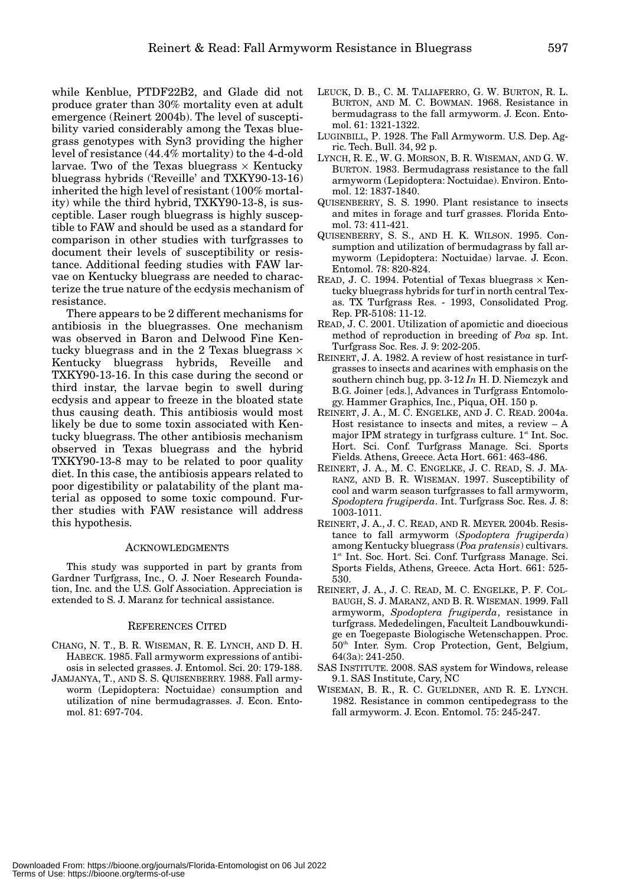while Kenblue, PTDF22B2, and Glade did not produce grater than 30% mortality even at adult emergence (Reinert 2004b). The level of susceptibility varied considerably among the Texas bluegrass genotypes with Syn3 providing the higher level of resistance (44.4% mortality) to the 4-d-old larvae. Two of the Texas bluegrass × Kentucky bluegrass hybrids ('Reveille' and TXKY90-13-16) inherited the high level of resistant (100% mortality) while the third hybrid, TXKY90-13-8, is susceptible. Laser rough bluegrass is highly susceptible to FAW and should be used as a standard for comparison in other studies with turfgrasses to document their levels of susceptibility or resistance. Additional feeding studies with FAW larvae on Kentucky bluegrass are needed to characterize the true nature of the ecdysis mechanism of resistance.

There appears to be 2 different mechanisms for antibiosis in the bluegrasses. One mechanism was observed in Baron and Delwood Fine Kentucky bluegrass and in the 2 Texas bluegrass × Kentucky bluegrass hybrids, Reveille and TXKY90-13-16. In this case during the second or third instar, the larvae begin to swell during ecdysis and appear to freeze in the bloated state thus causing death. This antibiosis would most likely be due to some toxin associated with Kentucky bluegrass. The other antibiosis mechanism observed in Texas bluegrass and the hybrid TXKY90-13-8 may to be related to poor quality diet. In this case, the antibiosis appears related to poor digestibility or palatability of the plant material as opposed to some toxic compound. Further studies with FAW resistance will address this hypothesis.

## ACKNOWLEDGMENTS

This study was supported in part by grants from Gardner Turfgrass, Inc., O. J. Noer Research Foundation, Inc. and the U.S. Golf Association. Appreciation is extended to S. J. Maranz for technical assistance.

## REFERENCES CITED

CHANG, N. T., B. R. WISEMAN, R. E. LYNCH, AND D. H. HABECK. 1985. Fall armyworm expressions of antibiosis in selected grasses. J. Entomol. Sci. 20: 179-188.

JAMJANYA, T., AND S. S. QUISENBERRY. 1988. Fall armyworm (Lepidoptera: Noctuidae) consumption and utilization of nine bermudagrasses. J. Econ. Entomol. 81: 697-704.

LEUCK, D. B., C. M. TALIAFERRO, G. W. BURTON, R. L. BURTON, AND M. C. BOWMAN. 1968. Resistance in bermudagrass to the fall armyworm. J. Econ. Entomol. 61: 1321-1322.

LUGINBILL, P. 1928. The Fall Armyworm. U.S. Dep. Agric. Tech. Bull. 34, 92 p.

LYNCH, R. E., W. G. MORSON, B. R. WISEMAN, AND G. W. BURTON. 1983. Bermudagrass resistance to the fall armyworm (Lepidoptera: Noctuidae). Environ. Entomol. 12: 1837-1840.

QUISENBERRY, S. S. 1990. Plant resistance to insects and mites in forage and turf grasses. Florida Entomol. 73: 411-421.

QUISENBERRY, S. S., AND H. K. WILSON. 1995. Consumption and utilization of bermudagrass by fall armyworm (Lepidoptera: Noctuidae) larvae. J. Econ. Entomol. 78: 820-824.

READ, J. C. 1994. Potential of Texas bluegrass × Kentucky bluegrass hybrids for turf in north central Texas. TX Turfgrass Res. - 1993, Consolidated Prog. Rep. PR-5108: 11-12.

READ, J. C. 2001. Utilization of apomictic and dioecious method of reproduction in breeding of *Poa* sp. Int. Turfgrass Soc. Res. J. 9: 202-205.

REINERT, J. A. 1982. A review of host resistance in turfgrasses to insects and acarines with emphasis on the southern chinch bug, pp. 3-12 *In* H. D. Niemczyk and B.G. Joiner [eds.], Advances in Turfgrass Entomology. Hammer Graphics, Inc., Piqua, OH. 150 p.

REINERT, J. A., M. C. ENGELKE, AND J. C. READ. 2004a. Host resistance to insects and mites, a review – A major IPM strategy in turfgrass culture. 1st Int. Soc. Hort. Sci. Conf. Turfgrass Manage. Sci. Sports Fields. Athens, Greece. Acta Hort. 661: 463-486.

REINERT, J. A., M. C. ENGELKE, J. C. READ, S. J. MARANZ, AND B. R. WISEMAN. 1997. Susceptibility of cool and warm season turfgrasses to fall armyworm, *Spodoptera frugiperda*. Int. Turfgrass Soc. Res. J. 8: 1003-1011.

REINERT, J. A., J. C. READ, AND R. MEYER. 2004b. Resistance to fall armyworm (*Spodoptera frugiperda*) among Kentucky bluegrass (*Poa pratensis*) cultivars. 1st Int. Soc. Hort. Sci. Conf. Turfgrass Manage. Sci. Sports Fields, Athens, Greece. Acta Hort. 661: 525-530.

REINERT, J. A., J. C. READ, M. C. ENGELKE, P. F. COLBAUGH, S. J. MARANZ, AND B. R. WISEMAN. 1999. Fall armyworm, *Spodoptera frugiperda*, resistance in turfgrass. Mededelingen, Faculteit Landbouwkundige en Toegepaste Biologische Wetenschappen. Proc. 50th Inter. Sym. Crop Protection, Gent, Belgium, 64(3a): 241-250.

SAS INSTITUTE. 2008. SAS system for Windows, release 9.1. SAS Institute, Cary, NC

WISEMAN, B. R., R. C. GUELDNER, AND R. E. LYNCH. 1982. Resistance in common centipedegrass to the fall armyworm. J. Econ. Entomol. 75: 245-247.